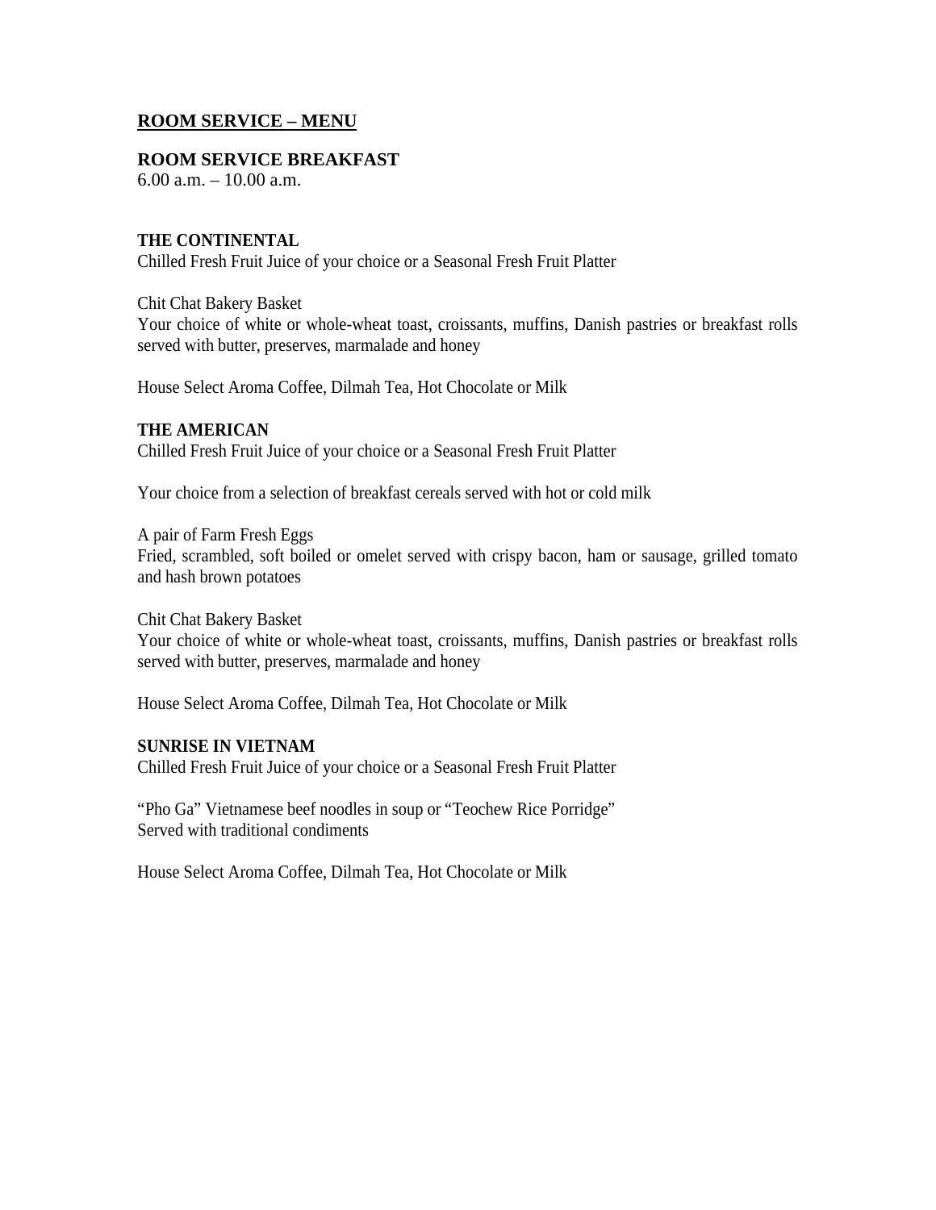# <u>ROOM SERVICE – MENU</u>

## ROOM SERVICE BREAKFAST

6.00 a.m. – 10.00 a.m.

### THE CONTINENTAL

Chilled Fresh Fruit Juice of your choice or a Seasonal Fresh Fruit Platter

Chit Chat Bakery Basket
Your choice of white or whole-wheat toast, croissants, muffins, Danish pastries or breakfast rolls served with butter, preserves, marmalade and honey

House Select Aroma Coffee, Dilmah Tea, Hot Chocolate or Milk

### THE AMERICAN

Chilled Fresh Fruit Juice of your choice or a Seasonal Fresh Fruit Platter

Your choice from a selection of breakfast cereals served with hot or cold milk

A pair of Farm Fresh Eggs
Fried, scrambled, soft boiled or omelet served with crispy bacon, ham or sausage, grilled tomato and hash brown potatoes

Chit Chat Bakery Basket
Your choice of white or whole-wheat toast, croissants, muffins, Danish pastries or breakfast rolls served with butter, preserves, marmalade and honey

House Select Aroma Coffee, Dilmah Tea, Hot Chocolate or Milk

### SUNRISE IN VIETNAM

Chilled Fresh Fruit Juice of your choice or a Seasonal Fresh Fruit Platter

"Pho Ga" Vietnamese beef noodles in soup or "Teochew Rice Porridge"
Served with traditional condiments

House Select Aroma Coffee, Dilmah Tea, Hot Chocolate or Milk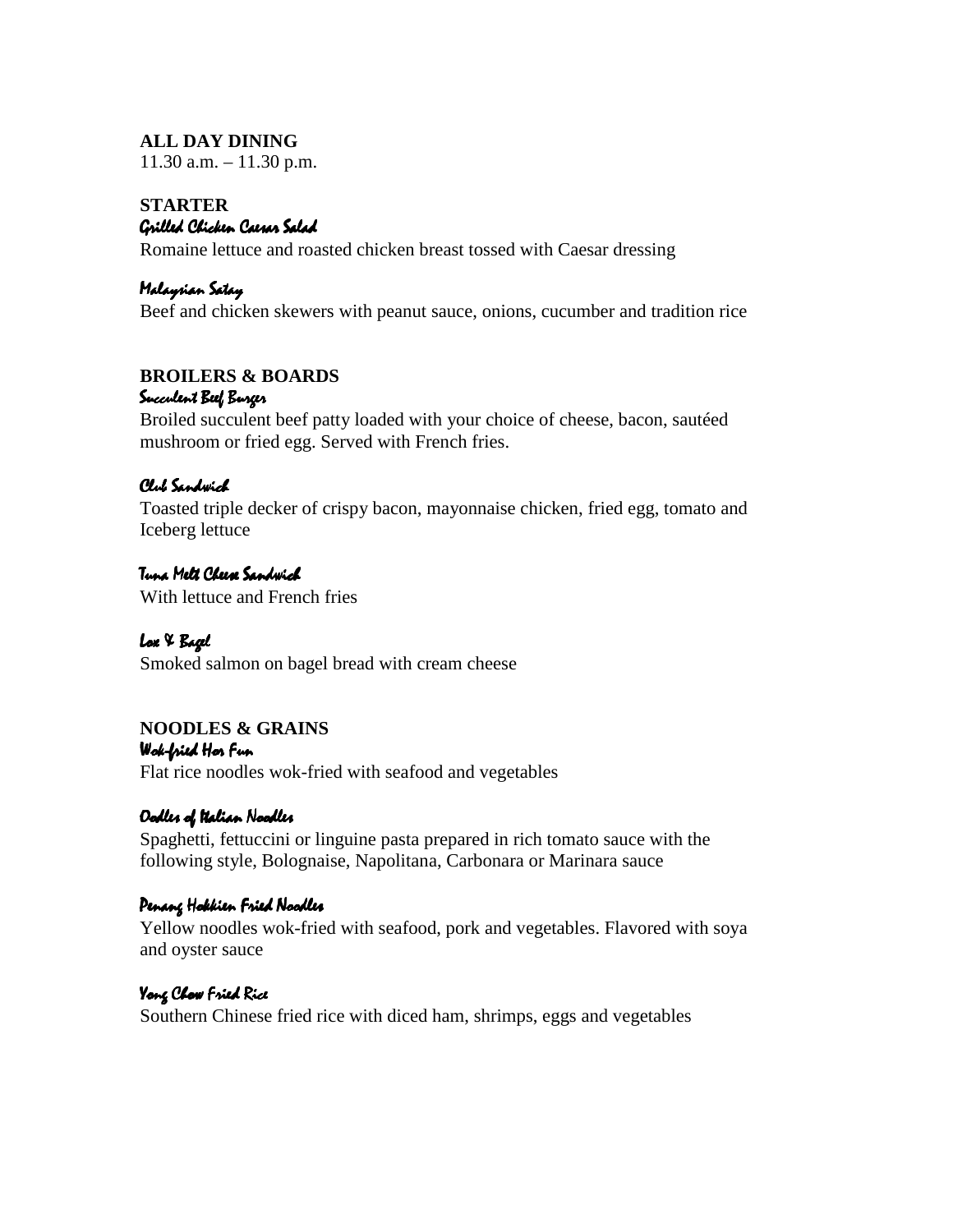## ALL DAY DINING

11.30 a.m. – 11.30 p.m.

### STARTER

*Grilled Chicken Caesar Salad*

Romaine lettuce and roasted chicken breast tossed with Caesar dressing

*Malaysian Satay*

Beef and chicken skewers with peanut sauce, onions, cucumber and tradition rice

### BROILERS & BOARDS

*Succulent Beef Burger*

Broiled succulent beef patty loaded with your choice of cheese, bacon, sautéed mushroom or fried egg. Served with French fries.

*Club Sandwich*

Toasted triple decker of crispy bacon, mayonnaise chicken, fried egg, tomato and Iceberg lettuce

*Tuna Melt Cheese Sandwich*

With lettuce and French fries

*Lox & Bagel*

Smoked salmon on bagel bread with cream cheese

### NOODLES & GRAINS

*Wok-fried Hor Fun*

Flat rice noodles wok-fried with seafood and vegetables

*Oodles of Italian Noodles*

Spaghetti, fettuccini or linguine pasta prepared in rich tomato sauce with the following style, Bolognaise, Napolitana, Carbonara or Marinara sauce

*Penang Hokkien Fried Noodles*

Yellow noodles wok-fried with seafood, pork and vegetables. Flavored with soya and oyster sauce

*Yong Chow Fried Rice*

Southern Chinese fried rice with diced ham, shrimps, eggs and vegetables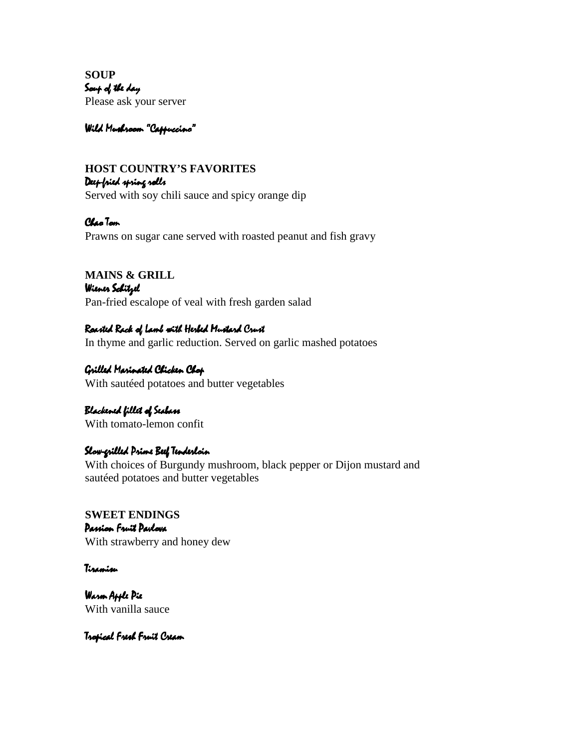**SOUP**

*Soup of the day*

Please ask your server

*Wild Mushroom "Cappuccino"*

**HOST COUNTRY'S FAVORITES**

*Deep-fried spring rolls*

Served with soy chili sauce and spicy orange dip

*Chao Tom*

Prawns on sugar cane served with roasted peanut and fish gravy

**MAINS & GRILL**

*Wiener Schitzel*

Pan-fried escalope of veal with fresh garden salad

*Roasted Rack of Lamb with Herbed Mustard Crust*

In thyme and garlic reduction. Served on garlic mashed potatoes

*Grilled Marinated Chicken Chop*

With sautéed potatoes and butter vegetables

*Blackened fillet of Seabass*

With tomato-lemon confit

*Slow-grilled Prime Beef Tenderloin*

With choices of Burgundy mushroom, black pepper or Dijon mustard and sautéed potatoes and butter vegetables

**SWEET ENDINGS**

*Passion Fruit Pavlova*

With strawberry and honey dew

*Tiramisu*

*Warm Apple Pie*

With vanilla sauce

*Tropical Fresh Fruit Cream*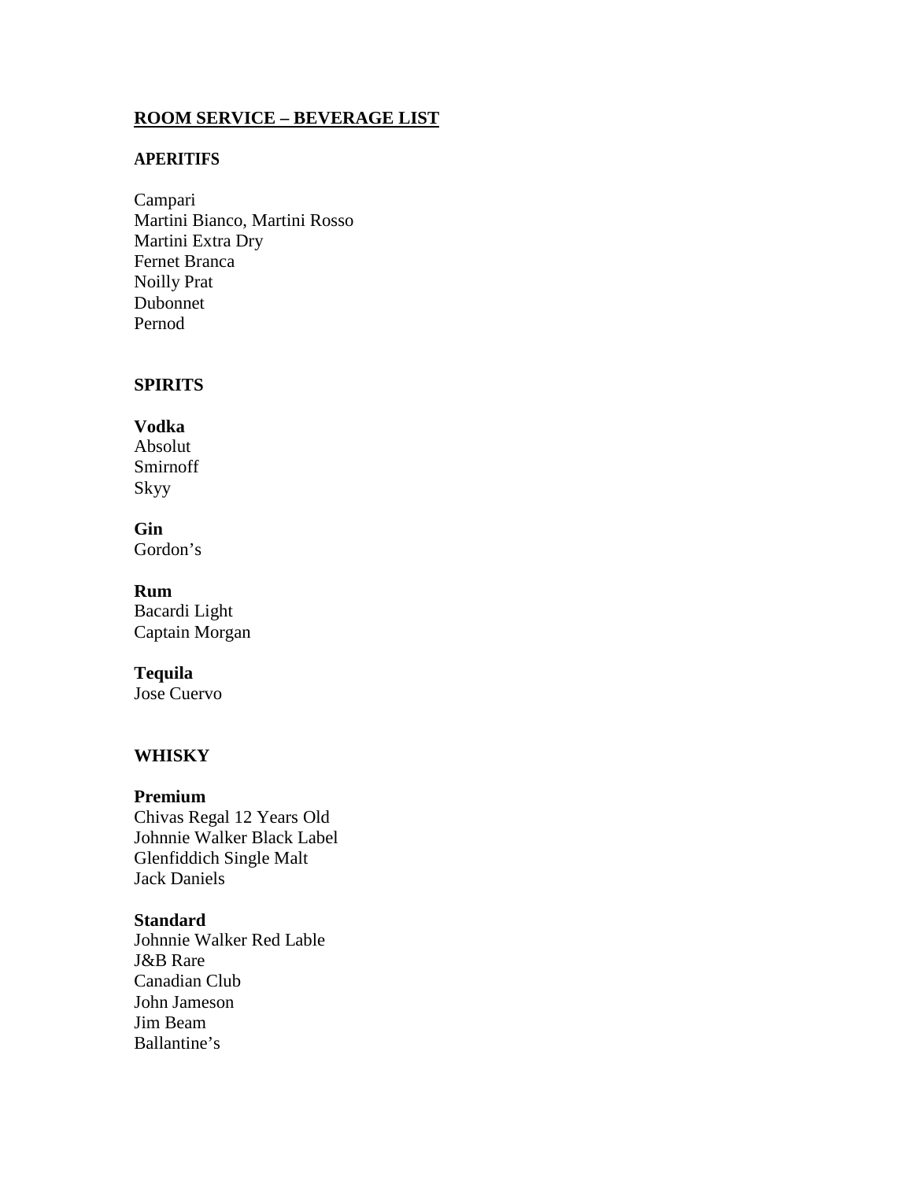# ROOM SERVICE – BEVERAGE LIST

## APERITIFS

Campari
Martini Bianco, Martini Rosso
Martini Extra Dry
Fernet Branca
Noilly Prat
Dubonnet
Pernod

## SPIRITS

### Vodka

Absolut
Smirnoff
Skyy

### Gin

Gordon's

### Rum

Bacardi Light
Captain Morgan

### Tequila

Jose Cuervo

## WHISKY

### Premium

Chivas Regal 12 Years Old
Johnnie Walker Black Label
Glenfiddich Single Malt
Jack Daniels

### Standard

Johnnie Walker Red Lable
J&B Rare
Canadian Club
John Jameson
Jim Beam
Ballantine's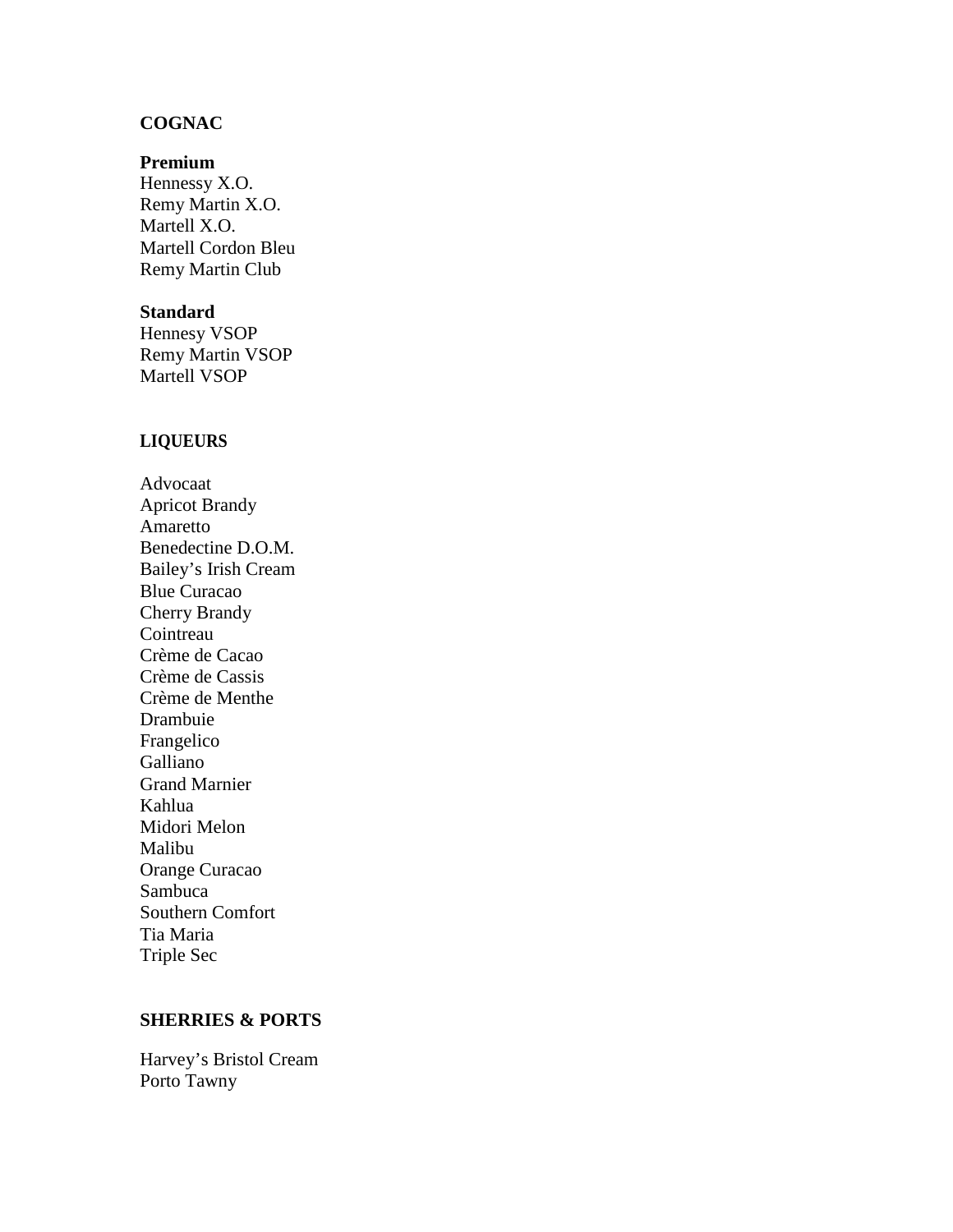## COGNAC

### Premium

Hennessy X.O.
Remy Martin X.O.
Martell X.O.
Martell Cordon Bleu
Remy Martin Club

### Standard

Hennesy VSOP
Remy Martin VSOP
Martell VSOP

## LIQUEURS

Advocaat
Apricot Brandy
Amaretto
Benedectine D.O.M.
Bailey's Irish Cream
Blue Curacao
Cherry Brandy
Cointreau
Crème de Cacao
Crème de Cassis
Crème de Menthe
Drambuie
Frangelico
Galliano
Grand Marnier
Kahlua
Midori Melon
Malibu
Orange Curacao
Sambuca
Southern Comfort
Tia Maria
Triple Sec

## SHERRIES & PORTS

Harvey's Bristol Cream
Porto Tawny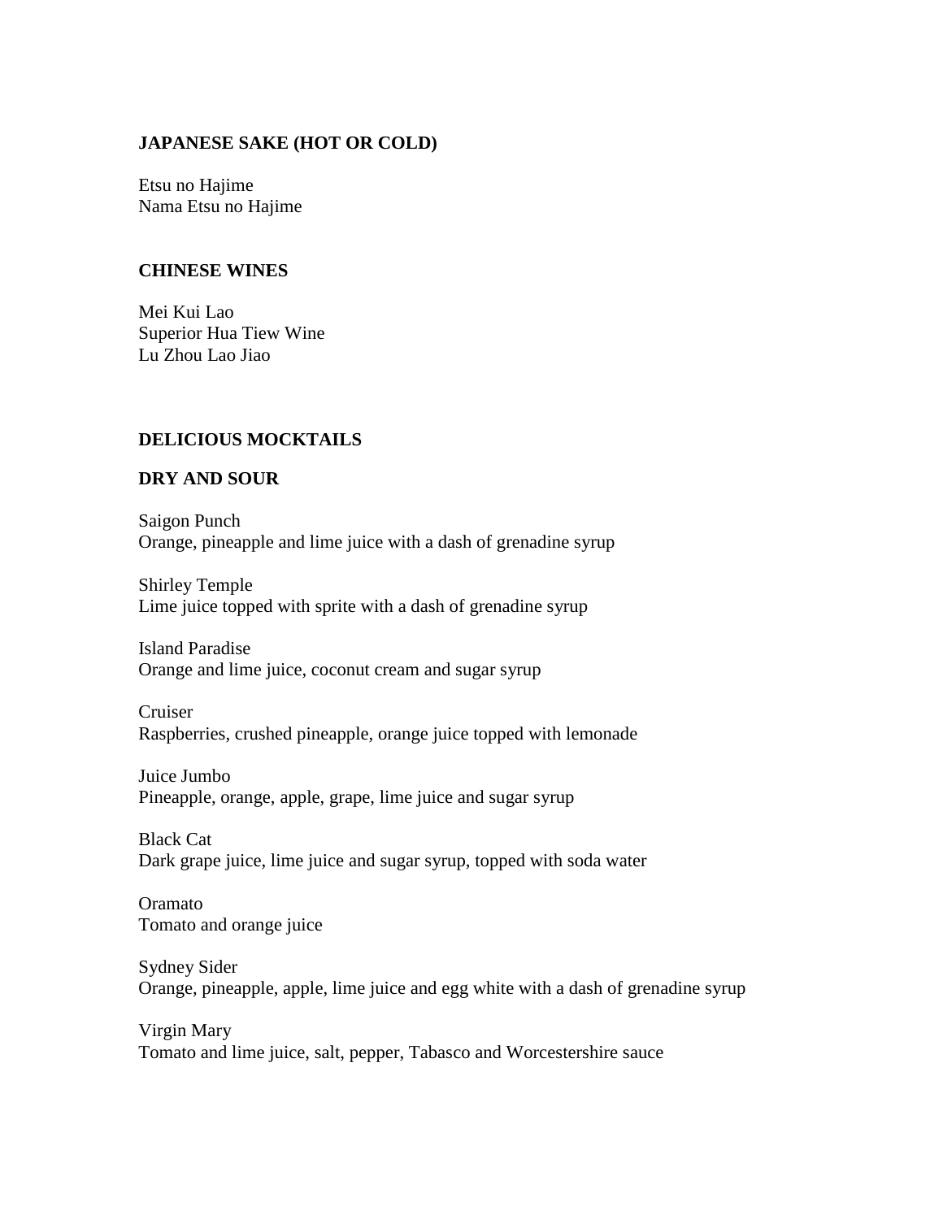**JAPANESE SAKE (HOT OR COLD)**

Etsu no Hajime
Nama Etsu no Hajime

**CHINESE WINES**

Mei Kui Lao
Superior Hua Tiew Wine
Lu Zhou Lao Jiao

**DELICIOUS MOCKTAILS**

**DRY AND SOUR**

Saigon Punch
Orange, pineapple and lime juice with a dash of grenadine syrup

Shirley Temple
Lime juice topped with sprite with a dash of grenadine syrup

Island Paradise
Orange and lime juice, coconut cream and sugar syrup

Cruiser
Raspberries, crushed pineapple, orange juice topped with lemonade

Juice Jumbo
Pineapple, orange, apple, grape, lime juice and sugar syrup

Black Cat
Dark grape juice, lime juice and sugar syrup, topped with soda water

Oramato
Tomato and orange juice

Sydney Sider
Orange, pineapple, apple, lime juice and egg white with a dash of grenadine syrup

Virgin Mary
Tomato and lime juice, salt, pepper, Tabasco and Worcestershire sauce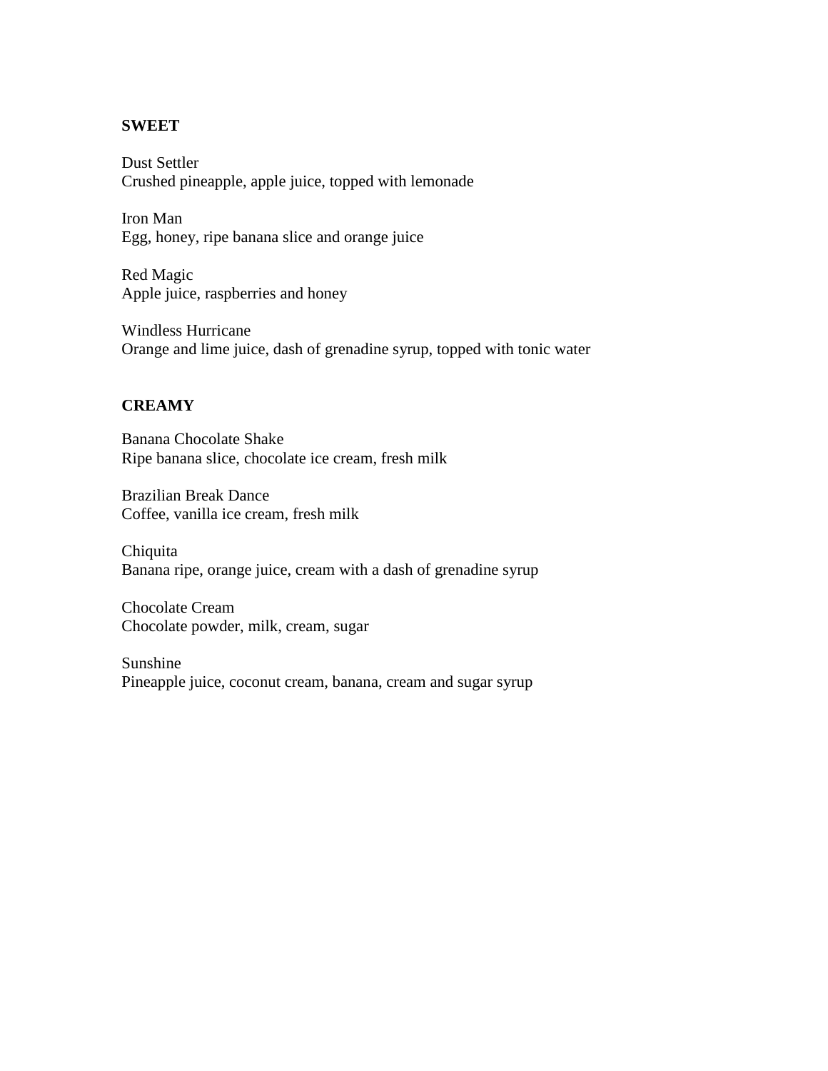## SWEET

Dust Settler
Crushed pineapple, apple juice, topped with lemonade

Iron Man
Egg, honey, ripe banana slice and orange juice

Red Magic
Apple juice, raspberries and honey

Windless Hurricane
Orange and lime juice, dash of grenadine syrup, topped with tonic water

## CREAMY

Banana Chocolate Shake
Ripe banana slice, chocolate ice cream, fresh milk

Brazilian Break Dance
Coffee, vanilla ice cream, fresh milk

Chiquita
Banana ripe, orange juice, cream with a dash of grenadine syrup

Chocolate Cream
Chocolate powder, milk, cream, sugar

Sunshine
Pineapple juice, coconut cream, banana, cream and sugar syrup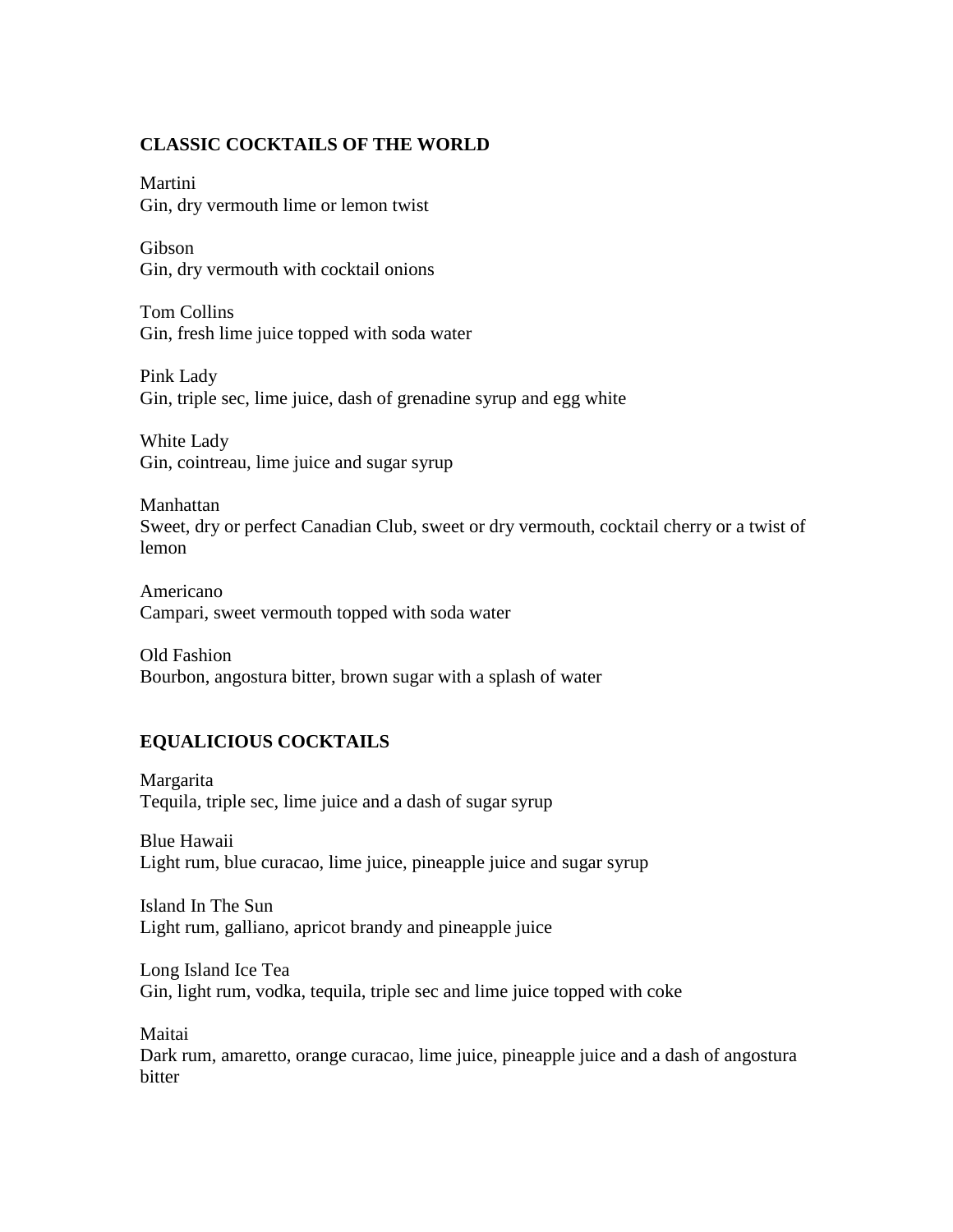## CLASSIC COCKTAILS OF THE WORLD

Martini
Gin, dry vermouth lime or lemon twist

Gibson
Gin, dry vermouth with cocktail onions

Tom Collins
Gin, fresh lime juice topped with soda water

Pink Lady
Gin, triple sec, lime juice, dash of grenadine syrup and egg white

White Lady
Gin, cointreau, lime juice and sugar syrup

Manhattan
Sweet, dry or perfect Canadian Club, sweet or dry vermouth, cocktail cherry or a twist of lemon

Americano
Campari, sweet vermouth topped with soda water

Old Fashion
Bourbon, angostura bitter, brown sugar with a splash of water

## EQUALICIOUS COCKTAILS

Margarita
Tequila, triple sec, lime juice and a dash of sugar syrup

Blue Hawaii
Light rum, blue curacao, lime juice, pineapple juice and sugar syrup

Island In The Sun
Light rum, galliano, apricot brandy and pineapple juice

Long Island Ice Tea
Gin, light rum, vodka, tequila, triple sec and lime juice topped with coke

Maitai
Dark rum, amaretto, orange curacao, lime juice, pineapple juice and a dash of angostura bitter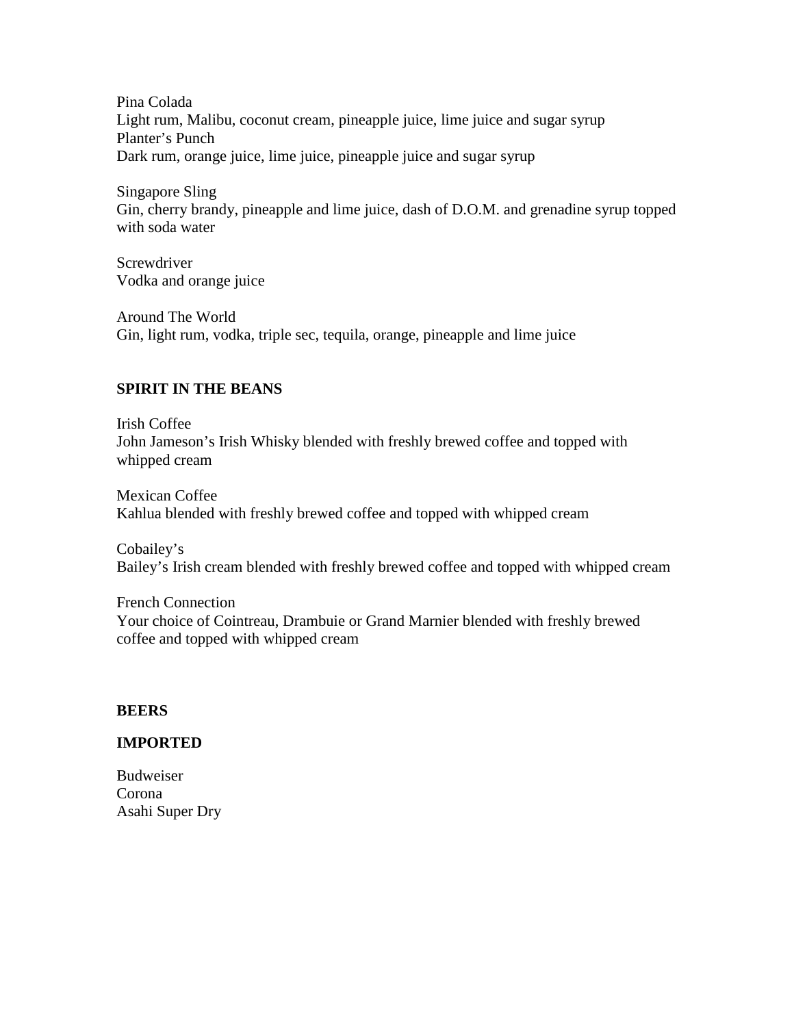Pina Colada
Light rum, Malibu, coconut cream, pineapple juice, lime juice and sugar syrup
Planter's Punch
Dark rum, orange juice, lime juice, pineapple juice and sugar syrup

Singapore Sling
Gin, cherry brandy, pineapple and lime juice, dash of D.O.M. and grenadine syrup topped with soda water

Screwdriver
Vodka and orange juice

Around The World
Gin, light rum, vodka, triple sec, tequila, orange, pineapple and lime juice

**SPIRIT IN THE BEANS**

Irish Coffee
John Jameson's Irish Whisky blended with freshly brewed coffee and topped with whipped cream

Mexican Coffee
Kahlua blended with freshly brewed coffee and topped with whipped cream

Cobailey's
Bailey's Irish cream blended with freshly brewed coffee and topped with whipped cream

French Connection
Your choice of Cointreau, Drambuie or Grand Marnier blended with freshly brewed coffee and topped with whipped cream

**BEERS**

**IMPORTED**

Budweiser
Corona
Asahi Super Dry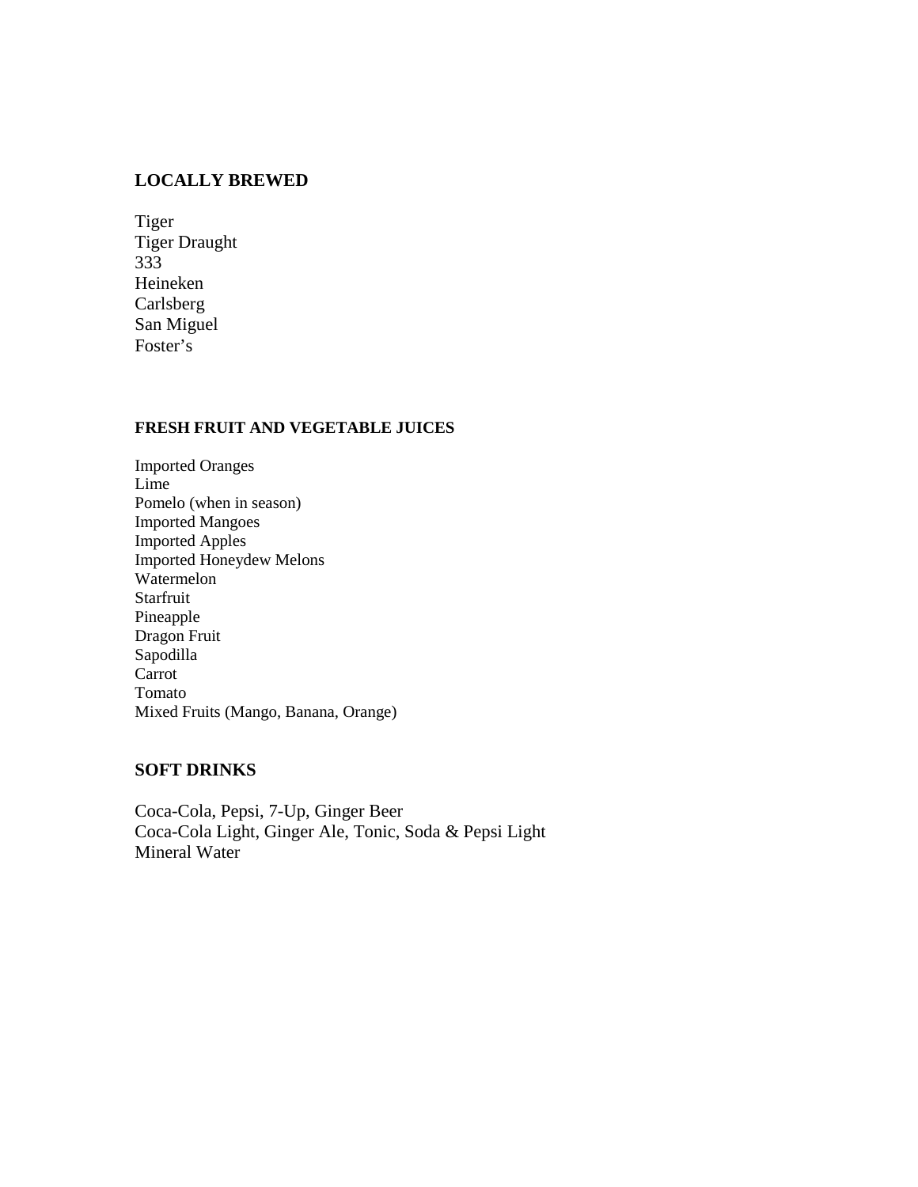## LOCALLY BREWED

Tiger
Tiger Draught
333
Heineken
Carlsberg
San Miguel
Foster's

### FRESH FRUIT AND VEGETABLE JUICES

Imported Oranges
Lime
Pomelo (when in season)
Imported Mangoes
Imported Apples
Imported Honeydew Melons
Watermelon
Starfruit
Pineapple
Dragon Fruit
Sapodilla
Carrot
Tomato
Mixed Fruits (Mango, Banana, Orange)

## SOFT DRINKS

Coca-Cola, Pepsi, 7-Up, Ginger Beer
Coca-Cola Light, Ginger Ale, Tonic, Soda & Pepsi Light
Mineral Water